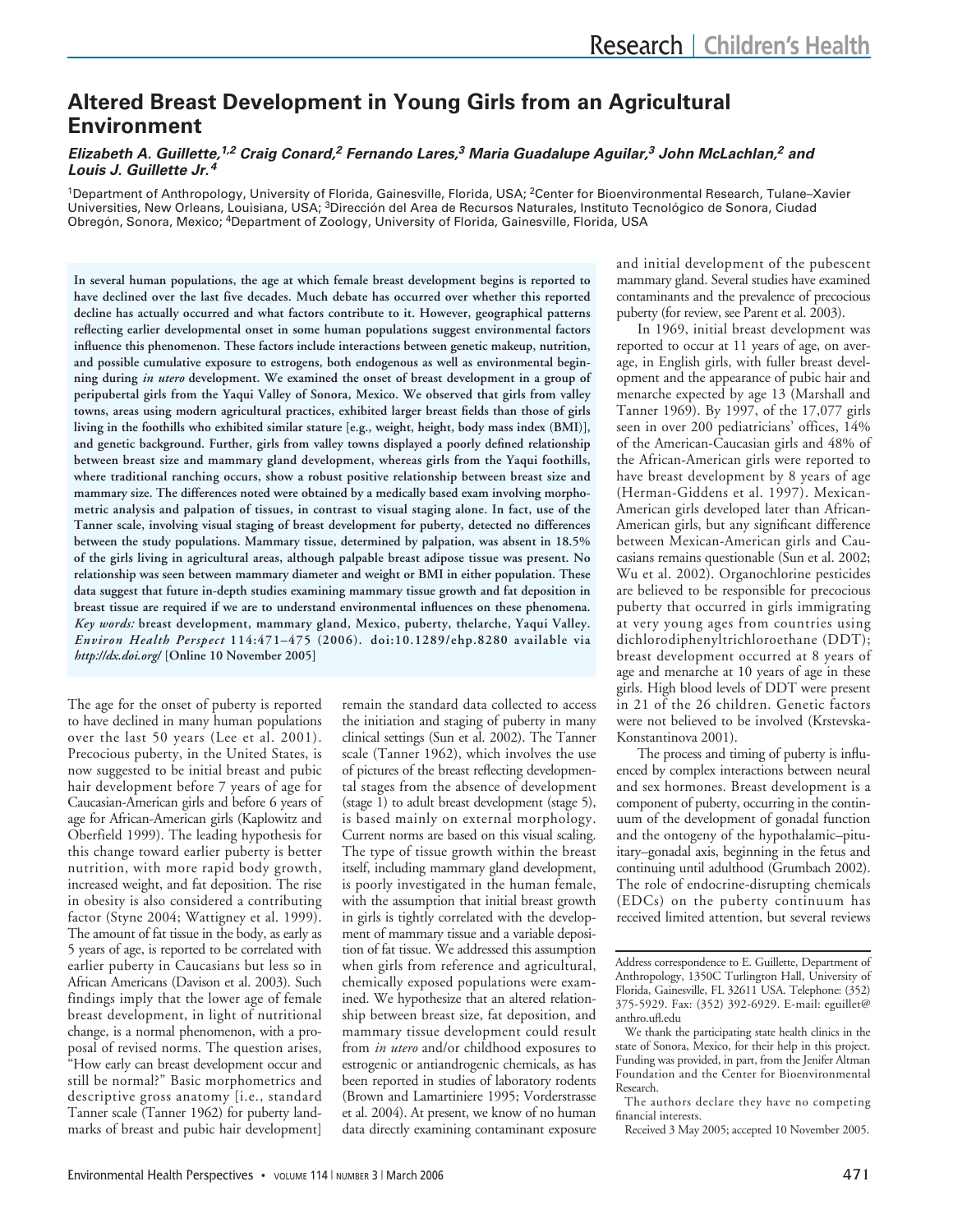# Altered Breast Development in Young Girls from an Agricultural Environment

***Elizabeth A. Guillette,[1,2] Craig Conard,[2] Fernando Lares,[3] Maria Guadalupe Aguilar,[3] John McLachlan,[2] and Louis J. Guillette Jr.[4]***

[1]Department of Anthropology, University of Florida, Gainesville, Florida, USA; [2]Center for Bioenvironmental Research, Tulane–Xavier Universities, New Orleans, Louisiana, USA; [3]Dirección del Area de Recursos Naturales, Instituto Tecnológico de Sonora, Ciudad Obregón, Sonora, Mexico; [4]Department of Zoology, University of Florida, Gainesville, Florida, USA

**In several human populations, the age at which female breast development begins is reported to have declined over the last five decades. Much debate has occurred over whether this reported decline has actually occurred and what factors contribute to it. However, geographical patterns reflecting earlier developmental onset in some human populations suggest environmental factors influence this phenomenon. These factors include interactions between genetic makeup, nutrition, and possible cumulative exposure to estrogens, both endogenous as well as environmental beginning during *in utero* development. We examined the onset of breast development in a group of peripubertal girls from the Yaqui Valley of Sonora, Mexico. We observed that girls from valley towns, areas using modern agricultural practices, exhibited larger breast fields than those of girls living in the foothills who exhibited similar stature [e.g., weight, height, body mass index (BMI)], and genetic background. Further, girls from valley towns displayed a poorly defined relationship between breast size and mammary gland development, whereas girls from the Yaqui foothills, where traditional ranching occurs, show a robust positive relationship between breast size and mammary size. The differences noted were obtained by a medically based exam involving morphometric analysis and palpation of tissues, in contrast to visual staging alone. In fact, use of the Tanner scale, involving visual staging of breast development for puberty, detected no differences between the study populations. Mammary tissue, determined by palpation, was absent in 18.5% of the girls living in agricultural areas, although palpable breast adipose tissue was present. No relationship was seen between mammary diameter and weight or BMI in either population. These data suggest that future in-depth studies examining mammary tissue growth and fat deposition in breast tissue are required if we are to understand environmental influences on these phenomena.** ***Key words:*** **breast development, mammary gland, Mexico, puberty, thelarche, Yaqui Valley.** ***Environ Health Perspect*** **114:471–475 (2006). doi:10.1289/ehp.8280 available via** ***http://dx.doi.org/*** **[Online 10 November 2005]**

The age for the onset of puberty is reported to have declined in many human populations over the last 50 years (Lee et al. 2001). Precocious puberty, in the United States, is now suggested to be initial breast and pubic hair development before 7 years of age for Caucasian-American girls and before 6 years of age for African-American girls (Kaplowitz and Oberfield 1999). The leading hypothesis for this change toward earlier puberty is better nutrition, with more rapid body growth, increased weight, and fat deposition. The rise in obesity is also considered a contributing factor (Styne 2004; Wattigney et al. 1999). The amount of fat tissue in the body, as early as 5 years of age, is reported to be correlated with earlier puberty in Caucasians but less so in African Americans (Davison et al. 2003). Such findings imply that the lower age of female breast development, in light of nutritional change, is a normal phenomenon, with a proposal of revised norms. The question arises, "How early can breast development occur and still be normal?" Basic morphometrics and descriptive gross anatomy [i.e., standard Tanner scale (Tanner 1962) for puberty landmarks of breast and pubic hair development] remain the standard data collected to access the initiation and staging of puberty in many clinical settings (Sun et al. 2002). The Tanner scale (Tanner 1962), which involves the use of pictures of the breast reflecting developmental stages from the absence of development (stage 1) to adult breast development (stage 5), is based mainly on external morphology. Current norms are based on this visual scaling. The type of tissue growth within the breast itself, including mammary gland development, is poorly investigated in the human female, with the assumption that initial breast growth in girls is tightly correlated with the development of mammary tissue and a variable deposition of fat tissue. We addressed this assumption when girls from reference and agricultural, chemically exposed populations were examined. We hypothesize that an altered relationship between breast size, fat deposition, and mammary tissue development could result from *in utero* and/or childhood exposures to estrogenic or antiandrogenic chemicals, as has been reported in studies of laboratory rodents (Brown and Lamartiniere 1995; Vorderstrasse et al. 2004). At present, we know of no human data directly examining contaminant exposure and initial development of the pubescent mammary gland. Several studies have examined contaminants and the prevalence of precocious puberty (for review, see Parent et al. 2003).

In 1969, initial breast development was reported to occur at 11 years of age, on average, in English girls, with fuller breast development and the appearance of pubic hair and menarche expected by age 13 (Marshall and Tanner 1969). By 1997, of the 17,077 girls seen in over 200 pediatricians' offices, 14% of the American-Caucasian girls and 48% of the African-American girls were reported to have breast development by 8 years of age (Herman-Giddens et al. 1997). Mexican-American girls developed later than African-American girls, but any significant difference between Mexican-American girls and Caucasians remains questionable (Sun et al. 2002; Wu et al. 2002). Organochlorine pesticides are believed to be responsible for precocious puberty that occurred in girls immigrating at very young ages from countries using dichlorodiphenyltrichloroethane (DDT); breast development occurred at 8 years of age and menarche at 10 years of age in these girls. High blood levels of DDT were present in 21 of the 26 children. Genetic factors were not believed to be involved (Krstevska-Konstantinova 2001).

The process and timing of puberty is influenced by complex interactions between neural and sex hormones. Breast development is a component of puberty, occurring in the continuum of the development of gonadal function and the ontogeny of the hypothalamic–pituitary–gonadal axis, beginning in the fetus and continuing until adulthood (Grumbach 2002). The role of endocrine-disrupting chemicals (EDCs) on the puberty continuum has received limited attention, but several reviews

Address correspondence to E. Guillette, Department of Anthropology, 1350C Turlington Hall, University of Florida, Gainesville, FL 32611 USA. Telephone: (352) 375-5929. Fax: (352) 392-6929. E-mail: eguillet@anthro.ufl.edu

We thank the participating state health clinics in the state of Sonora, Mexico, for their help in this project. Funding was provided, in part, from the Jenifer Altman Foundation and the Center for Bioenvironmental Research.

The authors declare they have no competing financial interests.

Received 3 May 2005; accepted 10 November 2005.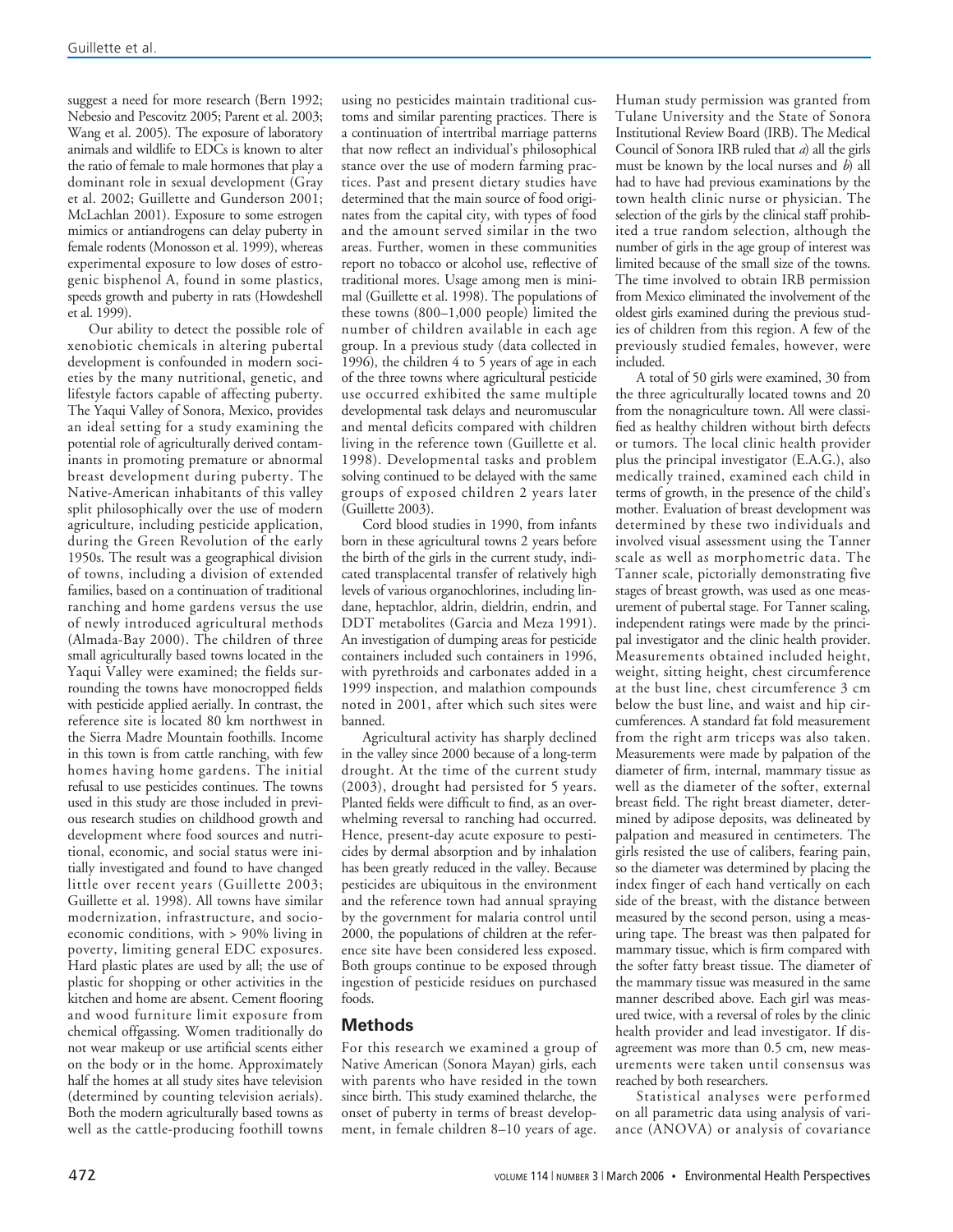suggest a need for more research (Bern 1992; Nebesio and Pescovitz 2005; Parent et al. 2003; Wang et al. 2005). The exposure of laboratory animals and wildlife to EDCs is known to alter the ratio of female to male hormones that play a dominant role in sexual development (Gray et al. 2002; Guillette and Gunderson 2001; McLachlan 2001). Exposure to some estrogen mimics or antiandrogens can delay puberty in female rodents (Monosson et al. 1999), whereas experimental exposure to low doses of estrogenic bisphenol A, found in some plastics, speeds growth and puberty in rats (Howdeshell et al. 1999).

Our ability to detect the possible role of xenobiotic chemicals in altering pubertal development is confounded in modern societies by the many nutritional, genetic, and lifestyle factors capable of affecting puberty. The Yaqui Valley of Sonora, Mexico, provides an ideal setting for a study examining the potential role of agriculturally derived contaminants in promoting premature or abnormal breast development during puberty. The Native-American inhabitants of this valley split philosophically over the use of modern agriculture, including pesticide application, during the Green Revolution of the early 1950s. The result was a geographical division of towns, including a division of extended families, based on a continuation of traditional ranching and home gardens versus the use of newly introduced agricultural methods (Almada-Bay 2000). The children of three small agriculturally based towns located in the Yaqui Valley were examined; the fields surrounding the towns have monocropped fields with pesticide applied aerially. In contrast, the reference site is located 80 km northwest in the Sierra Madre Mountain foothills. Income in this town is from cattle ranching, with few homes having home gardens. The initial refusal to use pesticides continues. The towns used in this study are those included in previous research studies on childhood growth and development where food sources and nutritional, economic, and social status were initially investigated and found to have changed little over recent years (Guillette 2003; Guillette et al. 1998). All towns have similar modernization, infrastructure, and socioeconomic conditions, with > 90% living in poverty, limiting general EDC exposures. Hard plastic plates are used by all; the use of plastic for shopping or other activities in the kitchen and home are absent. Cement flooring and wood furniture limit exposure from chemical offgassing. Women traditionally do not wear makeup or use artificial scents either on the body or in the home. Approximately half the homes at all study sites have television (determined by counting television aerials). Both the modern agriculturally based towns as well as the cattle-producing foothill towns using no pesticides maintain traditional customs and similar parenting practices. There is a continuation of intertribal marriage patterns that now reflect an individual's philosophical stance over the use of modern farming practices. Past and present dietary studies have determined that the main source of food originates from the capital city, with types of food and the amount served similar in the two areas. Further, women in these communities report no tobacco or alcohol use, reflective of traditional mores. Usage among men is minimal (Guillette et al. 1998). The populations of these towns (800–1,000 people) limited the number of children available in each age group. In a previous study (data collected in 1996), the children 4 to 5 years of age in each of the three towns where agricultural pesticide use occurred exhibited the same multiple developmental task delays and neuromuscular and mental deficits compared with children living in the reference town (Guillette et al. 1998). Developmental tasks and problem solving continued to be delayed with the same groups of exposed children 2 years later (Guillette 2003).

Cord blood studies in 1990, from infants born in these agricultural towns 2 years before the birth of the girls in the current study, indicated transplacental transfer of relatively high levels of various organochlorines, including lindane, heptachlor, aldrin, dieldrin, endrin, and DDT metabolites (Garcia and Meza 1991). An investigation of dumping areas for pesticide containers included such containers in 1996, with pyrethroids and carbonates added in a 1999 inspection, and malathion compounds noted in 2001, after which such sites were banned.

Agricultural activity has sharply declined in the valley since 2000 because of a long-term drought. At the time of the current study (2003), drought had persisted for 5 years. Planted fields were difficult to find, as an overwhelming reversal to ranching had occurred. Hence, present-day acute exposure to pesticides by dermal absorption and by inhalation has been greatly reduced in the valley. Because pesticides are ubiquitous in the environment and the reference town had annual spraying by the government for malaria control until 2000, the populations of children at the reference site have been considered less exposed. Both groups continue to be exposed through ingestion of pesticide residues on purchased foods.

## Methods

For this research we examined a group of Native American (Sonora Mayan) girls, each with parents who have resided in the town since birth. This study examined thelarche, the onset of puberty in terms of breast development, in female children 8–10 years of age. Human study permission was granted from Tulane University and the State of Sonora Institutional Review Board (IRB). The Medical Council of Sonora IRB ruled that *a*) all the girls must be known by the local nurses and *b*) all had to have had previous examinations by the town health clinic nurse or physician. The selection of the girls by the clinical staff prohibited a true random selection, although the number of girls in the age group of interest was limited because of the small size of the towns. The time involved to obtain IRB permission from Mexico eliminated the involvement of the oldest girls examined during the previous studies of children from this region. A few of the previously studied females, however, were included.

A total of 50 girls were examined, 30 from the three agriculturally located towns and 20 from the nonagriculture town. All were classified as healthy children without birth defects or tumors. The local clinic health provider plus the principal investigator (E.A.G.), also medically trained, examined each child in terms of growth, in the presence of the child's mother. Evaluation of breast development was determined by these two individuals and involved visual assessment using the Tanner scale as well as morphometric data. The Tanner scale, pictorially demonstrating five stages of breast growth, was used as one measurement of pubertal stage. For Tanner scaling, independent ratings were made by the principal investigator and the clinic health provider. Measurements obtained included height, weight, sitting height, chest circumference at the bust line, chest circumference 3 cm below the bust line, and waist and hip circumferences. A standard fat fold measurement from the right arm triceps was also taken. Measurements were made by palpation of the diameter of firm, internal, mammary tissue as well as the diameter of the softer, external breast field. The right breast diameter, determined by adipose deposits, was delineated by palpation and measured in centimeters. The girls resisted the use of calibers, fearing pain, so the diameter was determined by placing the index finger of each hand vertically on each side of the breast, with the distance between measured by the second person, using a measuring tape. The breast was then palpated for mammary tissue, which is firm compared with the softer fatty breast tissue. The diameter of the mammary tissue was measured in the same manner described above. Each girl was measured twice, with a reversal of roles by the clinic health provider and lead investigator. If disagreement was more than 0.5 cm, new measurements were taken until consensus was reached by both researchers.

Statistical analyses were performed on all parametric data using analysis of variance (ANOVA) or analysis of covariance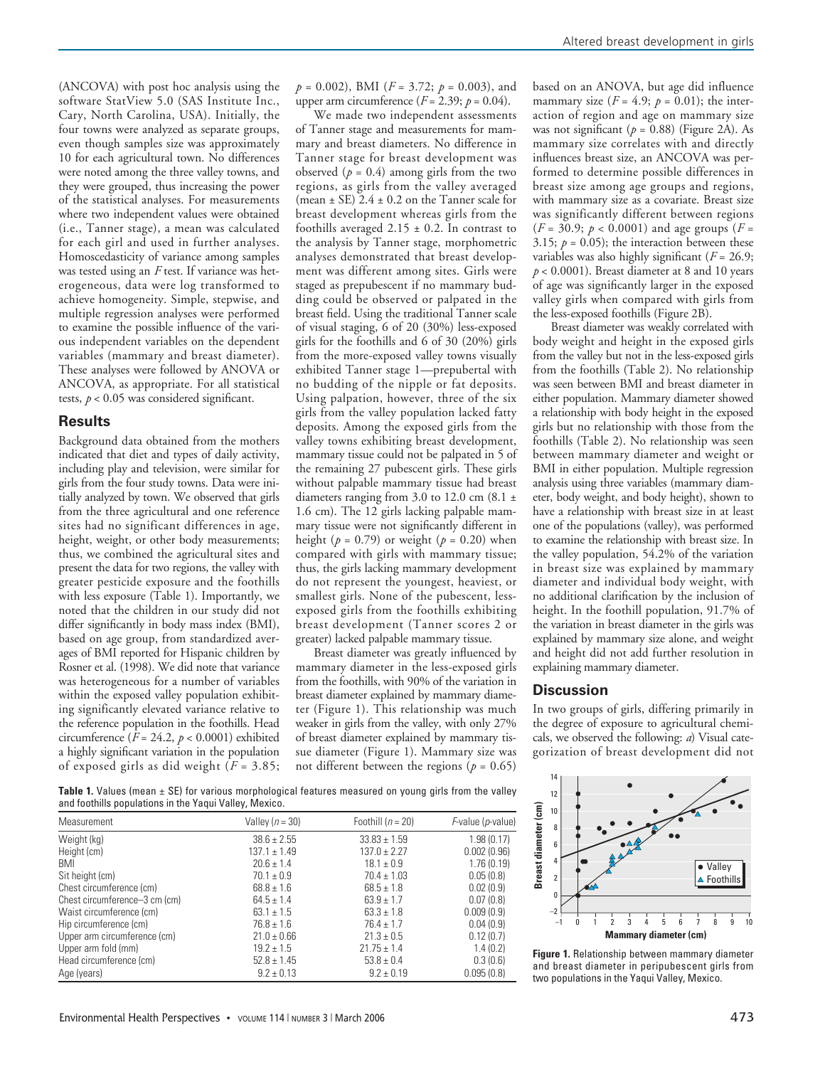(ANCOVA) with post hoc analysis using the software StatView 5.0 (SAS Institute Inc., Cary, North Carolina, USA). Initially, the four towns were analyzed as separate groups, even though samples size was approximately 10 for each agricultural town. No differences were noted among the three valley towns, and they were grouped, thus increasing the power of the statistical analyses. For measurements where two independent values were obtained (i.e., Tanner stage), a mean was calculated for each girl and used in further analyses. Homoscedasticity of variance among samples was tested using an $F$ test. If variance was heterogeneous, data were log transformed to achieve homogeneity. Simple, stepwise, and multiple regression analyses were performed to examine the possible influence of the various independent variables on the dependent variables (mammary and breast diameter). These analyses were followed by ANOVA or ANCOVA, as appropriate. For all statistical tests, $p < 0.05$ was considered significant.

## Results

Background data obtained from the mothers indicated that diet and types of daily activity, including play and television, were similar for girls from the four study towns. Data were initially analyzed by town. We observed that girls from the three agricultural and one reference sites had no significant differences in age, height, weight, or other body measurements; thus, we combined the agricultural sites and present the data for two regions, the valley with greater pesticide exposure and the foothills with less exposure (Table 1). Importantly, we noted that the children in our study did not differ significantly in body mass index (BMI), based on age group, from standardized averages of BMI reported for Hispanic children by Rosner et al. (1998). We did note that variance was heterogeneous for a number of variables within the exposed valley population exhibiting significantly elevated variance relative to the reference population in the foothills. Head circumference ($F = 24.2$, $p < 0.0001$) exhibited a highly significant variation in the population of exposed girls as did weight ($F = 3.85$; $p = 0.002$), BMI ($F = 3.72$; $p = 0.003$), and upper arm circumference ($F = 2.39$; $p = 0.04$).

We made two independent assessments of Tanner stage and measurements for mammary and breast diameters. No difference in Tanner stage for breast development was observed ($p = 0.4$) among girls from the two regions, as girls from the valley averaged (mean ± SE) 2.4 ± 0.2 on the Tanner scale for breast development whereas girls from the foothills averaged 2.15 ± 0.2. In contrast to the analysis by Tanner stage, morphometric analyses demonstrated that breast development was different among sites. Girls were staged as prepubescent if no mammary budding could be observed or palpated in the breast field. Using the traditional Tanner scale of visual staging, 6 of 20 (30%) less-exposed girls for the foothills and 6 of 30 (20%) girls from the more-exposed valley towns visually exhibited Tanner stage 1—prepubertal with no budding of the nipple or fat deposits. Using palpation, however, three of the six girls from the valley population lacked fatty deposits. Among the exposed girls from the valley towns exhibiting breast development, mammary tissue could not be palpated in 5 of the remaining 27 pubescent girls. These girls without palpable mammary tissue had breast diameters ranging from 3.0 to 12.0 cm (8.1 ± 1.6 cm). The 12 girls lacking palpable mammary tissue were not significantly different in height ($p = 0.79$) or weight ($p = 0.20$) when compared with girls with mammary tissue; thus, the girls lacking mammary development do not represent the youngest, heaviest, or smallest girls. None of the pubescent, less-exposed girls from the foothills exhibiting breast development (Tanner scores 2 or greater) lacked palpable mammary tissue.

Breast diameter was greatly influenced by mammary diameter in the less-exposed girls from the foothills, with 90% of the variation in breast diameter explained by mammary diameter (Figure 1). This relationship was much weaker in girls from the valley, with only 27% of breast diameter explained by mammary tissue diameter (Figure 1). Mammary size was not different between the regions ($p = 0.65$) based on an ANOVA, but age did influence mammary size ($F = 4.9$; $p = 0.01$); the interaction of region and age on mammary size was not significant ($p = 0.88$) (Figure 2A). As mammary size correlates with and directly influences breast size, an ANCOVA was performed to determine possible differences in breast size among age groups and regions, with mammary size as a covariate. Breast size was significantly different between regions ($F = 30.9$; $p < 0.0001$) and age groups ($F = 3.15$; $p = 0.05$); the interaction between these variables was also highly significant ($F = 26.9$; $p < 0.0001$). Breast diameter at 8 and 10 years of age was significantly larger in the exposed valley girls when compared with girls from the less-exposed foothills (Figure 2B).

Breast diameter was weakly correlated with body weight and height in the exposed girls from the valley but not in the less-exposed girls from the foothills (Table 2). No relationship was seen between BMI and breast diameter in either population. Mammary diameter showed a relationship with body height in the exposed girls but no relationship with those from the foothills (Table 2). No relationship was seen between mammary diameter and weight or BMI in either population. Multiple regression analysis using three variables (mammary diameter, body weight, and body height), shown to have a relationship with breast size in at least one of the populations (valley), was performed to examine the relationship with breast size. In the valley population, 54.2% of the variation in breast size was explained by mammary diameter and individual body weight, with no additional clarification by the inclusion of height. In the foothill population, 91.7% of the variation in breast diameter in the girls was explained by mammary size alone, and weight and height did not add further resolution in explaining mammary diameter.

## Discussion

In two groups of girls, differing primarily in the degree of exposure to agricultural chemicals, we observed the following: *a*) Visual categorization of breast development did not

**Table 1.** Values (mean ± SE) for various morphological features measured on young girls from the valley and foothills populations in the Yaqui Valley, Mexico.

| Measurement | Valley ($n = 30$) | Foothill ($n = 20$) | $F$-value ($p$-value) |
|---|---|---|---|
| Weight (kg) | 38.6 ± 2.55 | 33.83 ± 1.59 | 1.98 (0.17) |
| Height (cm) | 137.1 ± 1.49 | 137.0 ± 2.27 | 0.002 (0.96) |
| BMI | 20.6 ± 1.4 | 18.1 ± 0.9 | 1.76 (0.19) |
| Sit height (cm) | 70.1 ± 0.9 | 70.4 ± 1.03 | 0.05 (0.8) |
| Chest circumference (cm) | 68.8 ± 1.6 | 68.5 ± 1.8 | 0.02 (0.9) |
| Chest circumference–3 cm (cm) | 64.5 ± 1.4 | 63.9 ± 1.7 | 0.07 (0.8) |
| Waist circumference (cm) | 63.1 ± 1.5 | 63.3 ± 1.8 | 0.009 (0.9) |
| Hip circumference (cm) | 76.8 ± 1.6 | 76.4 ± 1.7 | 0.04 (0.9) |
| Upper arm circumference (cm) | 21.0 ± 0.66 | 21.3 ± 0.5 | 0.12 (0.7) |
| Upper arm fold (mm) | 19.2 ± 1.5 | 21.75 ± 1.4 | 1.4 (0.2) |
| Head circumference (cm) | 52.8 ± 1.45 | 53.8 ± 0.4 | 0.3 (0.6) |
| Age (years) | 9.2 ± 0.13 | 9.2 ± 0.19 | 0.095 (0.8) |

**Figure 1.** Relationship between mammary diameter and breast diameter in peripubescent girls from two populations in the Yaqui Valley, Mexico.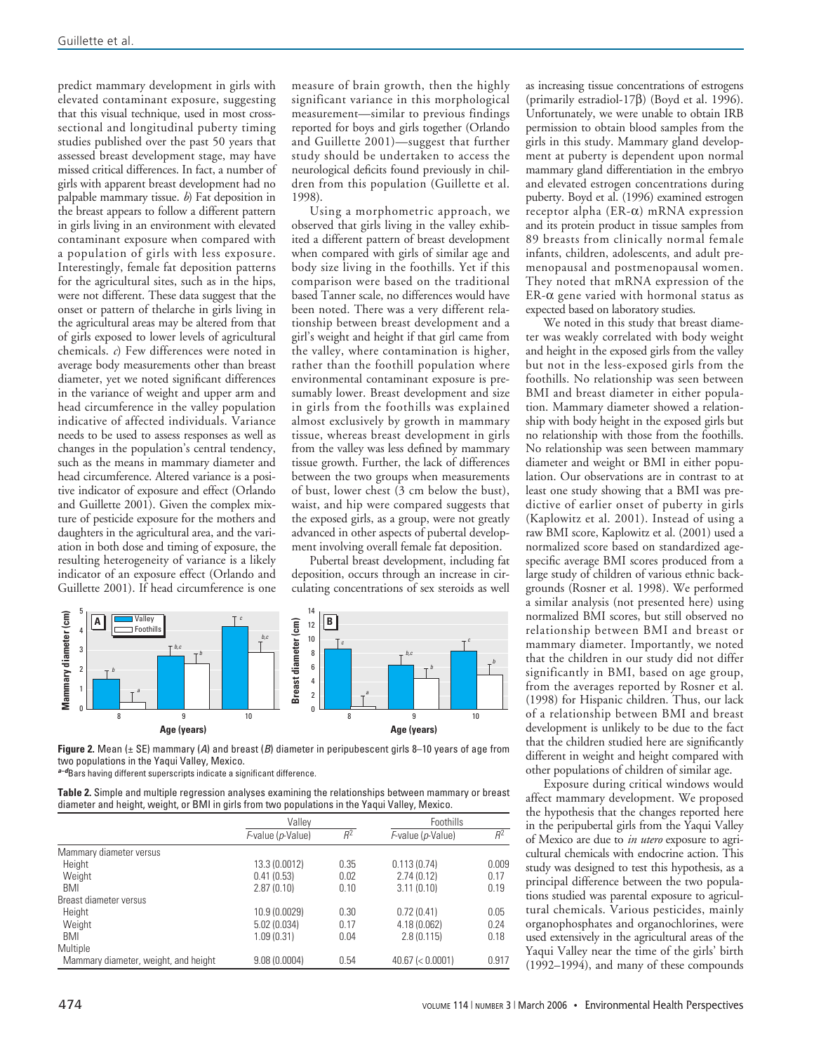predict mammary development in girls with elevated contaminant exposure, suggesting that this visual technique, used in most cross-sectional and longitudinal puberty timing studies published over the past 50 years that assessed breast development stage, may have missed critical differences. In fact, a number of girls with apparent breast development had no palpable mammary tissue. *b*) Fat deposition in the breast appears to follow a different pattern in girls living in an environment with elevated contaminant exposure when compared with a population of girls with less exposure. Interestingly, female fat deposition patterns for the agricultural sites, such as in the hips, were not different. These data suggest that the onset or pattern of thelarche in girls living in the agricultural areas may be altered from that of girls exposed to lower levels of agricultural chemicals. *c*) Few differences were noted in average body measurements other than breast diameter, yet we noted significant differences in the variance of weight and upper arm and head circumference in the valley population indicative of affected individuals. Variance needs to be used to assess responses as well as changes in the population's central tendency, such as the means in mammary diameter and head circumference. Altered variance is a positive indicator of exposure and effect (Orlando and Guillette 2001). Given the complex mixture of pesticide exposure for the mothers and daughters in the agricultural area, and the variation in both dose and timing of exposure, the resulting heterogeneity of variance is a likely indicator of an exposure effect (Orlando and Guillette 2001). If head circumference is one measure of brain growth, then the highly significant variance in this morphological measurement—similar to previous findings reported for boys and girls together (Orlando and Guillette 2001)—suggest that further study should be undertaken to access the neurological deficits found previously in children from this population (Guillette et al. 1998).

Using a morphometric approach, we observed that girls living in the valley exhibited a different pattern of breast development when compared with girls of similar age and body size living in the foothills. Yet if this comparison were based on the traditional based Tanner scale, no differences would have been noted. There was a very different relationship between breast development and a girl's weight and height if that girl came from the valley, where contamination is higher, rather than the foothill population where environmental contaminant exposure is presumably lower. Breast development and size in girls from the foothills was explained almost exclusively by growth in mammary tissue, whereas breast development in girls from the valley was less defined by mammary tissue growth. Further, the lack of differences between the two groups when measurements of bust, lower chest (3 cm below the bust), waist, and hip were compared suggests that the exposed girls, as a group, were not greatly advanced in other aspects of pubertal development involving overall female fat deposition.

Pubertal breast development, including fat deposition, occurs through an increase in circulating concentrations of sex steroids as well as increasing tissue concentrations of estrogens (primarily estradiol-17β) (Boyd et al. 1996). Unfortunately, we were unable to obtain IRB permission to obtain blood samples from the girls in this study. Mammary gland development at puberty is dependent upon normal mammary gland differentiation in the embryo and elevated estrogen concentrations during puberty. Boyd et al. (1996) examined estrogen receptor alpha (ER-α) mRNA expression and its protein product in tissue samples from 89 breasts from clinically normal female infants, children, adolescents, and adult premenopausal and postmenopausal women. They noted that mRNA expression of the ER-α gene varied with hormonal status as expected based on laboratory studies.

We noted in this study that breast diameter was weakly correlated with body weight and height in the exposed girls from the valley but not in the less-exposed girls from the foothills. No relationship was seen between BMI and breast diameter in either population. Mammary diameter showed a relationship with body height in the exposed girls but no relationship with those from the foothills. No relationship was seen between mammary diameter and weight or BMI in either population. Our observations are in contrast to at least one study showing that a BMI was predictive of earlier onset of puberty in girls (Kaplowitz et al. 2001). Instead of using a raw BMI score, Kaplowitz et al. (2001) used a normalized score based on standardized age-specific average BMI scores produced from a large study of children of various ethnic backgrounds (Rosner et al. 1998). We performed a similar analysis (not presented here) using normalized BMI scores, but still observed no relationship between BMI and breast or mammary diameter. Importantly, we noted that the children in our study did not differ significantly in BMI, based on age group, from the averages reported by Rosner et al. (1998) for Hispanic children. Thus, our lack of a relationship between BMI and breast development is unlikely to be due to the fact that the children studied here are significantly different in weight and height compared with other populations of children of similar age.

Exposure during critical windows would affect mammary development. We proposed the hypothesis that the changes reported here in the peripubertal girls from the Yaqui Valley of Mexico are due to *in utero* exposure to agricultural chemicals with endocrine action. This study was designed to test this hypothesis, as a principal difference between the two populations studied was parental exposure to agricultural chemicals. Various pesticides, mainly organophosphates and organochlorines, were used extensively in the agricultural areas of the Yaqui Valley near the time of the girls' birth (1992–1994), and many of these compounds

**Figure 2.** Mean (± SE) mammary (*A*) and breast (*B*) diameter in peripubescent girls 8–10 years of age from two populations in the Yaqui Valley, Mexico.
[a–d]Bars having different superscripts indicate a significant difference.

**Table 2.** Simple and multiple regression analyses examining the relationships between mammary or breast diameter and height, weight, or BMI in girls from two populations in the Yaqui Valley, Mexico.

| | Valley | | Foothills | |
|---|---|---|---|---|
| | *F*-value (*p*-Value) | $R^2$ | *F*-value (*p*-Value) | $R^2$ |
| Mammary diameter versus | | | | |
| Height | 13.3 (0.0012) | 0.35 | 0.113 (0.74) | 0.009 |
| Weight | 0.41 (0.53) | 0.02 | 2.74 (0.12) | 0.17 |
| BMI | 2.87 (0.10) | 0.10 | 3.11 (0.10) | 0.19 |
| Breast diameter versus | | | | |
| Height | 10.9 (0.0029) | 0.30 | 0.72 (0.41) | 0.05 |
| Weight | 5.02 (0.034) | 0.17 | 4.18 (0.062) | 0.24 |
| BMI | 1.09 (0.31) | 0.04 | 2.8 (0.115) | 0.18 |
| Multiple | | | | |
| Mammary diameter, weight, and height | 9.08 (0.0004) | 0.54 | 40.67 (< 0.0001) | 0.917 |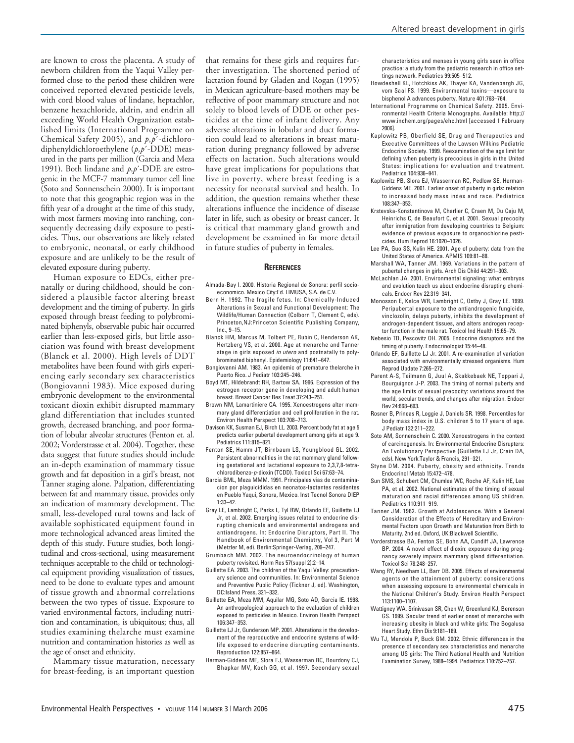are known to cross the placenta. A study of newborn children from the Yaqui Valley performed close to the period these children were conceived reported elevated pesticide levels, with cord blood values of lindane, heptachlor, benzene hexachloride, aldrin, and endrin all exceeding World Health Organization established limits (International Programme on Chemical Safety 2005), and *p,p*′-dichlorodiphenyldichloroethylene (*p,p*′-DDE) measured in the parts per million (Garcia and Meza 1991). Both lindane and *p,p*′-DDE are estrogenic in the MCF-7 mammary tumor cell line (Soto and Sonnenschein 2000). It is important to note that this geographic region was in the fifth year of a drought at the time of this study, with most farmers moving into ranching, consequently decreasing daily exposure to pesticides. Thus, our observations are likely related to embryonic, neonatal, or early childhood exposure and are unlikely to be the result of elevated exposure during puberty.

Human exposure to EDCs, either prenatally or during childhood, should be considered a plausible factor altering breast development and the timing of puberty. In girls exposed through breast feeding to polybrominated biphenyls, observable pubic hair occurred earlier than less-exposed girls, but little association was found with breast development (Blanck et al. 2000). High levels of DDT metabolites have been found with girls experiencing early secondary sex characteristics (Bongiovanni 1983). Mice exposed during embryonic development to the environmental toxicant dioxin exhibit disrupted mammary gland differentiation that includes stunted growth, decreased branching, and poor formation of lobular alveolar structures (Fenton et. al. 2002; Vorderstrasse et al. 2004). Together, these data suggest that future studies should include an in-depth examination of mammary tissue growth and fat deposition in a girl's breast, not Tanner staging alone. Palpation, differentiating between fat and mammary tissue, provides only an indication of mammary development. The small, less-developed rural towns and lack of available sophisticated equipment found in more technological advanced areas limited the depth of this study. Future studies, both longitudinal and cross-sectional, using measurement techniques acceptable to the child or technological equipment providing visualization of tissues, need to be done to evaluate types and amount of tissue growth and abnormal correlations between the two types of tissue. Exposure to varied environmental factors, including nutrition and contamination, is ubiquitous; thus, all studies examining thelarche must examine nutrition and contamination histories as well as the age of onset and ethnicity.

Mammary tissue maturation, necessary for breast-feeding, is an important question that remains for these girls and requires further investigation. The shortened period of lactation found by Gladen and Rogan (1995) in Mexican agriculture-based mothers may be reflective of poor mammary structure and not solely to blood levels of DDE or other pesticides at the time of infant delivery. Any adverse alterations in lobular and duct formation could lead to alterations in breast maturation during pregnancy followed by adverse effects on lactation. Such alterations would have great implications for populations that live in poverty, where breast feeding is a necessity for neonatal survival and health. In addition, the question remains whether these alterations influence the incidence of disease later in life, such as obesity or breast cancer. It is critical that mammary gland growth and development be examined in far more detail in future studies of puberty in females.

## References

Almada-Bay I. 2000. Historia Regional de Sonora: perfil socioeconomico. Mexico City:Ed. LIMUSA, S.A. de C.V.

Bern H. 1992. The fragile fetus. In: Chemically-Induced Alterations in Sexual and Functional Development: The Wildlife/Human Connection (Colborn T, Clement C, eds). Princeton,NJ:Princeton Scientific Publishing Company, Inc., 9–15.

Blanck HM, Marcus M, Tolbert PE, Rubin C, Henderson AK, Hertzberg VS, et al. 2000. Age at menarche and Tanner stage in girls exposed *in utero* and postnatally to polybrominated biphenyl. Epidemiology 11:641–647.

Bongiovanni AM. 1983. An epidemic of premature thelarche in Puerto Rico. J Pediatr 103:245–246.

Boyd MT, Hildebrandt RH, Bartow SA. 1996. Expression of the estrogen receptor gene in developing and adult human breast. Breast Cancer Res Treat 37:243–251.

Brown NM, Lamartiniere CA. 1995. Xenoestrogens alter mammary gland differentiation and cell proliferation in the rat. Environ Health Perspect 103:708–713.

Davison KK, Susman EJ, Birch LL. 2003. Percent body fat at age 5 predicts earlier pubertal development among girls at age 9. Pediatrics 111:815–821.

Fenton SE, Hamm JT, Birnbaum LS, Youngblood GL. 2002. Persistent abnormalities in the rat mammary gland following gestational and lactational exposure to 2,3,7,8-tetrachlorodibenzo-*p*-dioxin (TCDD). Toxicol Sci 67:63–74.

Garcia BML, Meza MMM. 1991. Principales vias de contaminacion por plaguicididas en neonatos-lactantes residentes en Pueblo Yaqui, Sonora, Mexico. Inst Tecnol Sonora DIEP 1:33–42.

Gray LE, Lambright C, Parks L, Tyl RW, Orlando EF, Guillette LJ Jr, et al. 2002. Emerging issues related to endocrine disrupting chemicals and environmental androgens and antiandrogens. In: Endocrine Disruptors, Part II. The Handbook of Environmental Chemistry, Vol 3, Part M (Metzler M, ed). Berlin:Springer-Verlag, 209–247.

Grumbach MM. 2002. The neuroendocrinology of human puberty revisited. Horm Res 57(suppl 2):2–14.

Guillette EA. 2003. The children of the Yaqui Valley: precautionary science and communities. In: Environmental Science and Preventive Public Policy (Tickner J, ed). Washington, DC:Island Press, 321–332.

Guillette EA, Meza MM, Aquilar MG, Soto AD, Garcia IE. 1998. An anthropological approach to the evaluation of children exposed to pesticides in Mexico. Environ Health Perspect 106:347–353.

Guillette LJ Jr, Gunderson MP. 2001. Alterations in the development of the reproductive and endocrine systems of wildlife exposed to endocrine disrupting contaminants. Reproduction 122:857–864.

Herman-Giddens ME, Slora EJ, Wasserman RC, Bourdony CJ, Bhapkar MV, Koch GG, et al. 1997. Secondary sexual characteristics and menses in young girls seen in office practice: a study from the pediatric research in office settings network. Pediatrics 99:505–512.

Howdeshell KL, Hotchkiss AK, Thayer KA, Vandenbergh JG, vom Saal FS. 1999. Environmental toxins—exposure to bisphenol A advances puberty. Nature 401:763–764.

International Programme on Chemical Safety. 2005. Environmental Health Criteria Monographs. Available: http://www.inchem.org/pages/ehc.html [accessed 1 February 2006].

Kaplowitz PB, Oberfield SE, Drug and Therapeutics and Executive Committees of the Lawson Wilkins Pediatric Endocrine Society. 1999. Reexamination of the age limit for defining when puberty is precocious in girls in the United States: implications for evaluation and treatment. Pediatrics 104:936–941.

Kaplowitz PB, Slora EJ, Wasserman RC, Pedlow SE, Herman-Giddens ME. 2001. Earlier onset of puberty in girls: relation to increased body mass index and race. Pediatrics 108:347–353.

Krstevska-Konstantinova M, Charlier C, Craen M, Du Caju M, Heinrichs C, de Beaufort C, et al. 2001. Sexual precocity after immigration from developing countries to Belgium: evidence of previous exposure to organochlorine pesticides. Hum Reprod 16:1020–1026.

Lee PA, Guo SS, Kulin HE. 2001. Age of puberty: data from the United States of America. APMIS 109:81–88.

Marshall WA, Tanner JM. 1969. Variations in the pattern of pubertal changes in girls. Arch Dis Child 44:291–303.

McLachlan JA. 2001. Environmental signaling: what embryos and evolution teach us about endocrine disrupting chemicals. Endocr Rev 22:319–341.

Monosson E, Kelce WR, Lambright C, Ostby J, Gray LE. 1999. Peripubertal exposure to the antiandrogenic fungicide, vinclozolin, delays puberty, inhibits the development of androgen-dependent tissues, and alters androgen receptor function in the male rat. Toxicol Ind Health 15:65–79.

Nebesio TD, Pescovitz OH. 2005. Endocrine disruptors and the timing of puberty. Endocrinologist 15:44–48.

Orlando EF, Guillette LJ Jr. 2001. A re-examination of variation associated with environmentally stressed organisms. Hum Reprod Update 7:265–272.

Parent A-S, Teilmann G, Juul A, Skakkebaek NE, Toppari J, Bourguignon J-P. 2003. The timing of normal puberty and the age limits of sexual precocity: variations around the world, secular trends, and changes after migration. Endocr Rev 24:668–693.

Rosner B, Prineas R, Loggie J, Daniels SR. 1998. Percentiles for body mass index in U.S. children 5 to 17 years of age. J Pediatr 132:211–222.

Soto AM, Sonnenschein C. 2000. Xenoestrogens in the context of carcinogenesis. In: Environmental Endocrine Disrupters: An Evolutionary Perspective (Guillette LJ Jr, Crain DA, eds). New York:Taylor & Francis, 291–321.

Styne DM. 2004. Puberty, obesity and ethnicity. Trends Endocrinol Metab 15:472–478.

Sun SMS, Schubert CM, Chumlea WC, Roche AF, Kulin HE, Lee PA, et al. 2002. National estimates of the timing of sexual maturation and racial differences among US children. Pediatrics 110:911–919.

Tanner JM. 1962. Growth at Adolescence. With a General Consideration of the Effects of Hereditary and Environmental Factors upon Growth and Maturation from Birth to Maturity. 2nd ed. Oxford, UK:Blackwell Scientific.

Vorderstrasse BA, Fenton SE, Bohn AA, Cundiff JA, Lawrence BP. 2004. A novel effect of dioxin: exposure during pregnancy severely impairs mammary gland differentiation. Toxicol Sci 78:248–257.

Wang RY, Needham LL, Barr DB. 2005. Effects of environmental agents on the attainment of puberty: considerations when assessing exposure to environmental chemicals in the National Children's Study. Environ Health Perspect 113:1100–1107.

Wattigney WA, Srinivasan SR, Chen W, Greenlund KJ, Berenson GS. 1999. Secular trend of earlier onset of menarche with increasing obesity in black and white girls: The Bogalusa Heart Study. Ethn Dis 9:181–189.

Wu TJ, Mendola P, Buck GM. 2002. Ethnic differences in the presence of secondary sex characteristics and menarche among US girls: The Third National Health and Nutrition Examination Survey, 1988–1994. Pediatrics 110:752–757.